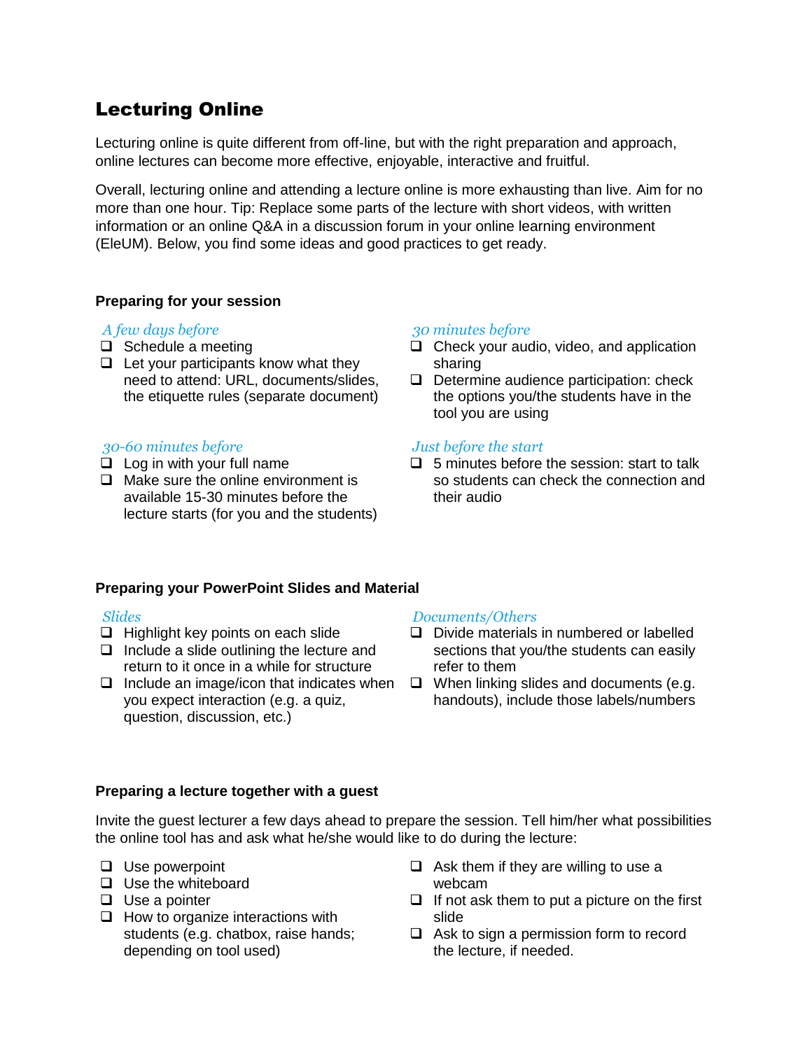# Lecturing Online

Lecturing online is quite different from off-line, but with the right preparation and approach, online lectures can become more effective, enjoyable, interactive and fruitful.

Overall, lecturing online and attending a lecture online is more exhausting than live. Aim for no more than one hour. Tip: Replace some parts of the lecture with short videos, with written information or an online Q&A in a discussion forum in your online learning environment (EleUM). Below, you find some ideas and good practices to get ready.

### Preparing for your session

*A few days before*

- ❑ Schedule a meeting
- ❑ Let your participants know what they need to attend: URL, documents/slides, the etiquette rules (separate document)

*30-60 minutes before*

- ❑ Log in with your full name
- ❑ Make sure the online environment is available 15-30 minutes before the lecture starts (for you and the students)

*30 minutes before*

- ❑ Check your audio, video, and application sharing
- ❑ Determine audience participation: check the options you/the students have in the tool you are using

*Just before the start*

- ❑ 5 minutes before the session: start to talk so students can check the connection and their audio

### Preparing your PowerPoint Slides and Material

*Slides*

- ❑ Highlight key points on each slide
- ❑ Include a slide outlining the lecture and return to it once in a while for structure
- ❑ Include an image/icon that indicates when you expect interaction (e.g. a quiz, question, discussion, etc.)

*Documents/Others*

- ❑ Divide materials in numbered or labelled sections that you/the students can easily refer to them
- ❑ When linking slides and documents (e.g. handouts), include those labels/numbers

### Preparing a lecture together with a guest

Invite the guest lecturer a few days ahead to prepare the session. Tell him/her what possibilities the online tool has and ask what he/she would like to do during the lecture:

- ❑ Use powerpoint
- ❑ Use the whiteboard
- ❑ Use a pointer
- ❑ How to organize interactions with students (e.g. chatbox, raise hands; depending on tool used)
- ❑ Ask them if they are willing to use a webcam
- ❑ If not ask them to put a picture on the first slide
- ❑ Ask to sign a permission form to record the lecture, if needed.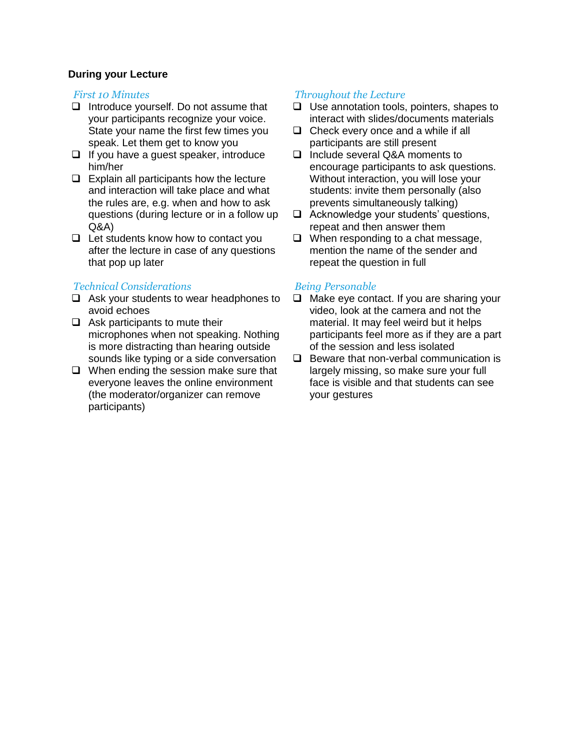## During your Lecture

### *First 10 Minutes*

- Introduce yourself. Do not assume that your participants recognize your voice. State your name the first few times you speak. Let them get to know you
- If you have a guest speaker, introduce him/her
- Explain all participants how the lecture and interaction will take place and what the rules are, e.g. when and how to ask questions (during lecture or in a follow up Q&A)
- Let students know how to contact you after the lecture in case of any questions that pop up later

### *Technical Considerations*

- Ask your students to wear headphones to avoid echoes
- Ask participants to mute their microphones when not speaking. Nothing is more distracting than hearing outside sounds like typing or a side conversation
- When ending the session make sure that everyone leaves the online environment (the moderator/organizer can remove participants)

### *Throughout the Lecture*

- Use annotation tools, pointers, shapes to interact with slides/documents materials
- Check every once and a while if all participants are still present
- Include several Q&A moments to encourage participants to ask questions. Without interaction, you will lose your students: invite them personally (also prevents simultaneously talking)
- Acknowledge your students' questions, repeat and then answer them
- When responding to a chat message, mention the name of the sender and repeat the question in full

### *Being Personable*

- Make eye contact. If you are sharing your video, look at the camera and not the material. It may feel weird but it helps participants feel more as if they are a part of the session and less isolated
- Beware that non-verbal communication is largely missing, so make sure your full face is visible and that students can see your gestures